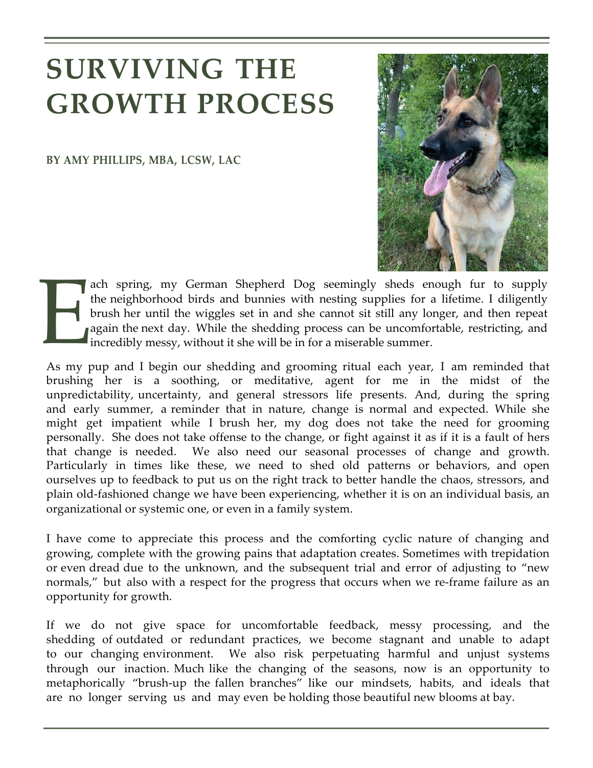# SURVIVING THE GROWTH PROCESS

**BY AMY PHILLIPS, MBA, LCSW, LAC**

Each spring, my German Shepherd Dog seemingly sheds enough fur to supply the neighborhood birds and bunnies with nesting supplies for a lifetime. I diligently brush her until the wiggles set in and she cannot sit still any longer, and then repeat again the next day. While the shedding process can be uncomfortable, restricting, and incredibly messy, without it she will be in for a miserable summer.

As my pup and I begin our shedding and grooming ritual each year, I am reminded that brushing her is a soothing, or meditative, agent for me in the midst of the unpredictability, uncertainty, and general stressors life presents. And, during the spring and early summer, a reminder that in nature, change is normal and expected. While she might get impatient while I brush her, my dog does not take the need for grooming personally. She does not take offense to the change, or fight against it as if it is a fault of hers that change is needed. We also need our seasonal processes of change and growth. Particularly in times like these, we need to shed old patterns or behaviors, and open ourselves up to feedback to put us on the right track to better handle the chaos, stressors, and plain old-fashioned change we have been experiencing, whether it is on an individual basis, an organizational or systemic one, or even in a family system.

I have come to appreciate this process and the comforting cyclic nature of changing and growing, complete with the growing pains that adaptation creates. Sometimes with trepidation or even dread due to the unknown, and the subsequent trial and error of adjusting to "new normals," but also with a respect for the progress that occurs when we re-frame failure as an opportunity for growth.

If we do not give space for uncomfortable feedback, messy processing, and the shedding of outdated or redundant practices, we become stagnant and unable to adapt to our changing environment. We also risk perpetuating harmful and unjust systems through our inaction. Much like the changing of the seasons, now is an opportunity to metaphorically "brush-up the fallen branches" like our mindsets, habits, and ideals that are no longer serving us and may even be holding those beautiful new blooms at bay.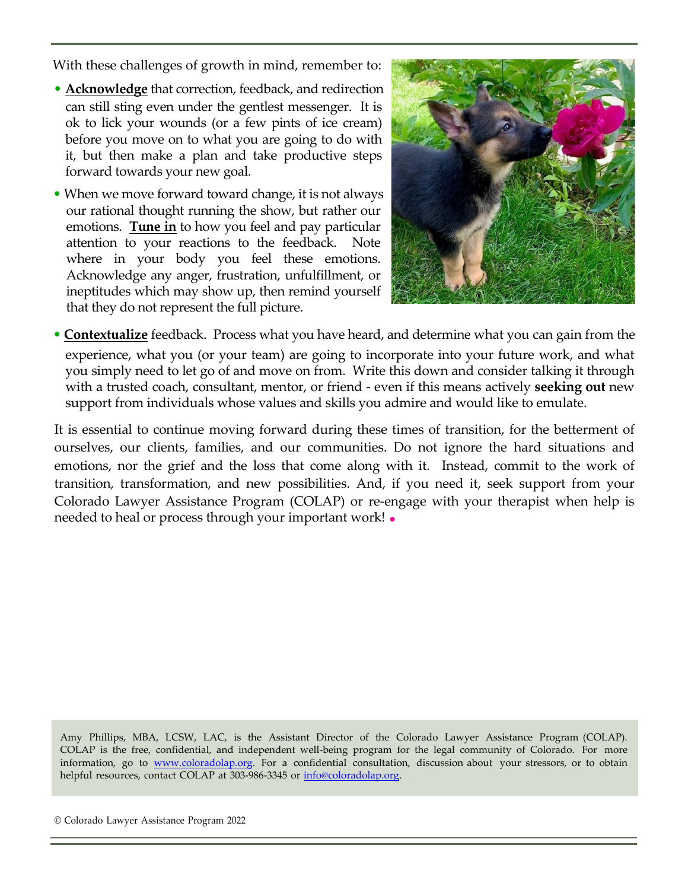With these challenges of growth in mind, remember to:

- **Acknowledge** that correction, feedback, and redirection can still sting even under the gentlest messenger. It is ok to lick your wounds (or a few pints of ice cream) before you move on to what you are going to do with it, but then make a plan and take productive steps forward towards your new goal.
- When we move forward toward change, it is not always our rational thought running the show, but rather our emotions. **Tune in** to how you feel and pay particular attention to your reactions to the feedback. Note where in your body you feel these emotions. Acknowledge any anger, frustration, unfulfillment, or ineptitudes which may show up, then remind yourself that they do not represent the full picture.
- **Contextualize** feedback. Process what you have heard, and determine what you can gain from the experience, what you (or your team) are going to incorporate into your future work, and what you simply need to let go of and move on from. Write this down and consider talking it through with a trusted coach, consultant, mentor, or friend - even if this means actively **seeking out** new support from individuals whose values and skills you admire and would like to emulate.

It is essential to continue moving forward during these times of transition, for the betterment of ourselves, our clients, families, and our communities. Do not ignore the hard situations and emotions, nor the grief and the loss that come along with it. Instead, commit to the work of transition, transformation, and new possibilities. And, if you need it, seek support from your Colorado Lawyer Assistance Program (COLAP) or re-engage with your therapist when help is needed to heal or process through your important work!

Amy Phillips, MBA, LCSW, LAC, is the Assistant Director of the Colorado Lawyer Assistance Program (COLAP). COLAP is the free, confidential, and independent well-being program for the legal community of Colorado. For more information, go to www.coloradolap.org. For a confidential consultation, discussion about your stressors, or to obtain helpful resources, contact COLAP at 303-986-3345 or info@coloradolap.org.

© Colorado Lawyer Assistance Program 2022